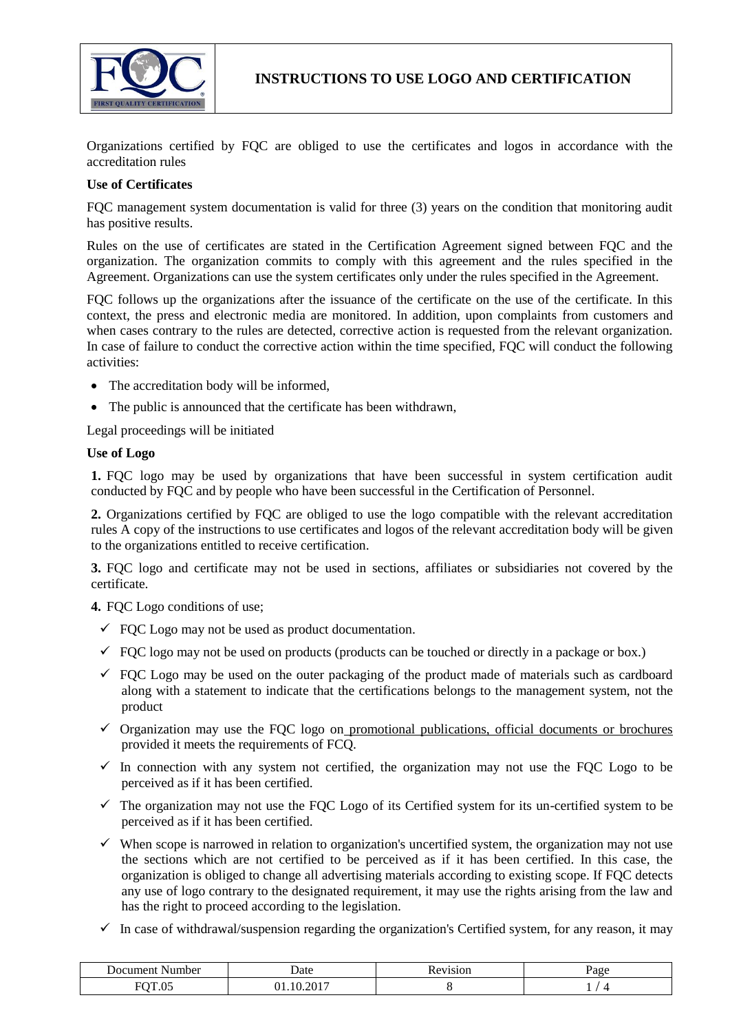# INSTRUCTIONS TO USE LOGO AND CERTIFICATION

Organizations certified by FQC are obliged to use the certificates and logos in accordance with the accreditation rules

**Use of Certificates**

FQC management system documentation is valid for three (3) years on the condition that monitoring audit has positive results.

Rules on the use of certificates are stated in the Certification Agreement signed between FQC and the organization. The organization commits to comply with this agreement and the rules specified in the Agreement. Organizations can use the system certificates only under the rules specified in the Agreement.

FQC follows up the organizations after the issuance of the certificate on the use of the certificate. In this context, the press and electronic media are monitored. In addition, upon complaints from customers and when cases contrary to the rules are detected, corrective action is requested from the relevant organization. In case of failure to conduct the corrective action within the time specified, FQC will conduct the following activities:

- The accreditation body will be informed,
- The public is announced that the certificate has been withdrawn,

Legal proceedings will be initiated

**Use of Logo**

**1.** FQC logo may be used by organizations that have been successful in system certification audit conducted by FQC and by people who have been successful in the Certification of Personnel.

**2.** Organizations certified by FQC are obliged to use the logo compatible with the relevant accreditation rules A copy of the instructions to use certificates and logos of the relevant accreditation body will be given to the organizations entitled to receive certification.

**3.** FQC logo and certificate may not be used in sections, affiliates or subsidiaries not covered by the certificate.

**4.** FQC Logo conditions of use;

- ✓ FQC Logo may not be used as product documentation.
- ✓ FQC logo may not be used on products (products can be touched or directly in a package or box.)
- ✓ FQC Logo may be used on the outer packaging of the product made of materials such as cardboard along with a statement to indicate that the certifications belongs to the management system, not the product
- ✓ Organization may use the FQC logo on promotional publications, official documents or brochures provided it meets the requirements of FCQ.
- ✓ In connection with any system not certified, the organization may not use the FQC Logo to be perceived as if it has been certified.
- ✓ The organization may not use the FQC Logo of its Certified system for its un-certified system to be perceived as if it has been certified.
- ✓ When scope is narrowed in relation to organization's uncertified system, the organization may not use the sections which are not certified to be perceived as if it has been certified. In this case, the organization is obliged to change all advertising materials according to existing scope. If FQC detects any use of logo contrary to the designated requirement, it may use the rights arising from the law and has the right to proceed according to the legislation.
- ✓ In case of withdrawal/suspension regarding the organization's Certified system, for any reason, it may

| Document Number | Date | Revision | Page |
|---|---|---|---|
| FQT.05 | 01.10.2017 | 8 | 1 / 4 |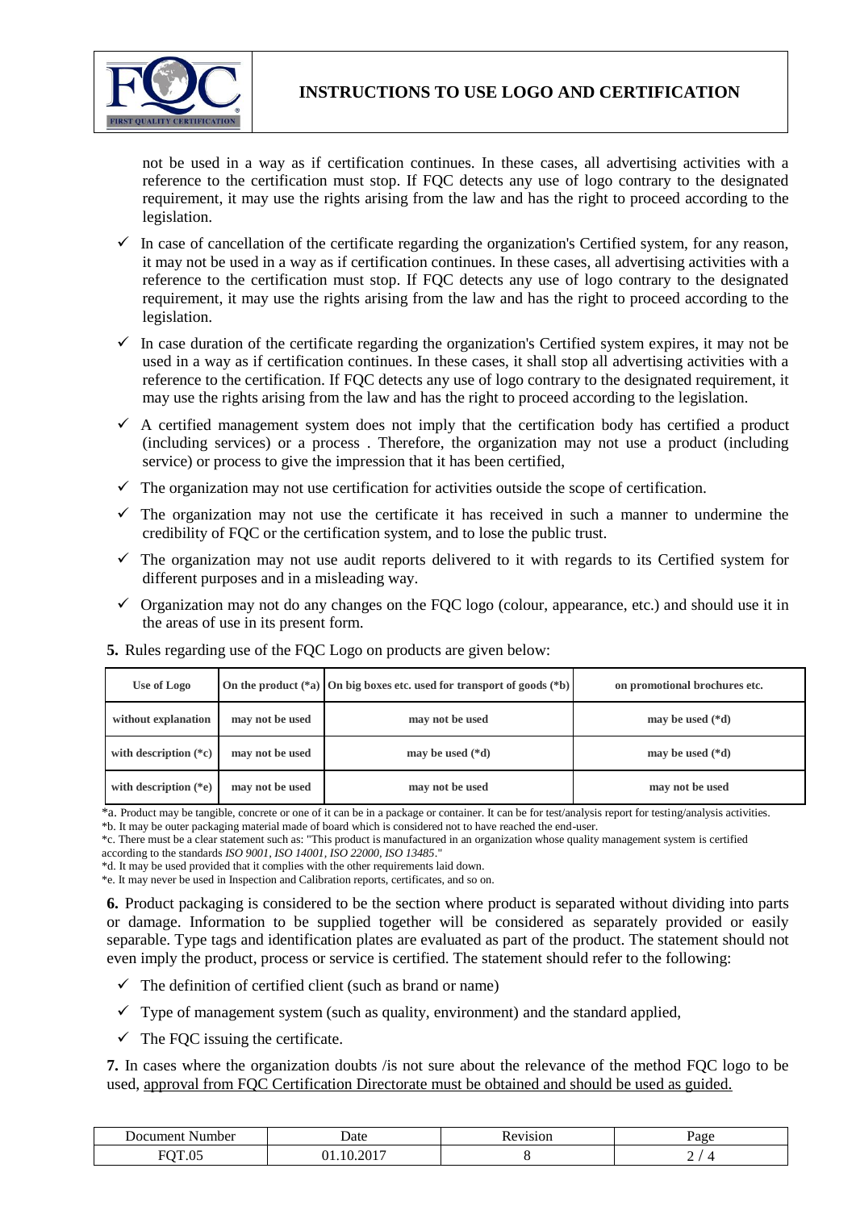not be used in a way as if certification continues. In these cases, all advertising activities with a reference to the certification must stop. If FQC detects any use of logo contrary to the designated requirement, it may use the rights arising from the law and has the right to proceed according to the legislation.

- ✓ In case of cancellation of the certificate regarding the organization's Certified system, for any reason, it may not be used in a way as if certification continues. In these cases, all advertising activities with a reference to the certification must stop. If FQC detects any use of logo contrary to the designated requirement, it may use the rights arising from the law and has the right to proceed according to the legislation.
- ✓ In case duration of the certificate regarding the organization's Certified system expires, it may not be used in a way as if certification continues. In these cases, it shall stop all advertising activities with a reference to the certification. If FQC detects any use of logo contrary to the designated requirement, it may use the rights arising from the law and has the right to proceed according to the legislation.
- ✓ A certified management system does not imply that the certification body has certified a product (including services) or a process . Therefore, the organization may not use a product (including service) or process to give the impression that it has been certified,
- ✓ The organization may not use certification for activities outside the scope of certification.
- ✓ The organization may not use the certificate it has received in such a manner to undermine the credibility of FQC or the certification system, and to lose the public trust.
- ✓ The organization may not use audit reports delivered to it with regards to its Certified system for different purposes and in a misleading way.
- ✓ Organization may not do any changes on the FQC logo (colour, appearance, etc.) and should use it in the areas of use in its present form.

**5.** Rules regarding use of the FQC Logo on products are given below:

| Use of Logo | On the product (*a) | On big boxes etc. used for transport of goods (*b) | on promotional brochures etc. |
|---|---|---|---|
| without explanation | may not be used | may not be used | may be used (*d) |
| with description (*c) | may not be used | may be used (*d) | may be used (*d) |
| with description (*e) | may not be used | may not be used | may not be used |

*a. Product may be tangible, concrete or one of it can be in a package or container. It can be for test/analysis report for testing/analysis activities.
*b. It may be outer packaging material made of board which is considered not to have reached the end-user.
*c. There must be a clear statement such as: "This product is manufactured in an organization whose quality management system is certified according to the standards *ISO 9001, ISO 14001, ISO 22000, ISO 13485*."
*d. It may be used provided that it complies with the other requirements laid down.
*e. It may never be used in Inspection and Calibration reports, certificates, and so on.

**6.** Product packaging is considered to be the section where product is separated without dividing into parts or damage. Information to be supplied together will be considered as separately provided or easily separable. Type tags and identification plates are evaluated as part of the product. The statement should not even imply the product, process or service is certified. The statement should refer to the following:

- ✓ The definition of certified client (such as brand or name)
- ✓ Type of management system (such as quality, environment) and the standard applied,
- ✓ The FQC issuing the certificate.

**7.** In cases where the organization doubts /is not sure about the relevance of the method FQC logo to be used, <u>approval from FQC Certification Directorate must be obtained and should be used as guided.</u>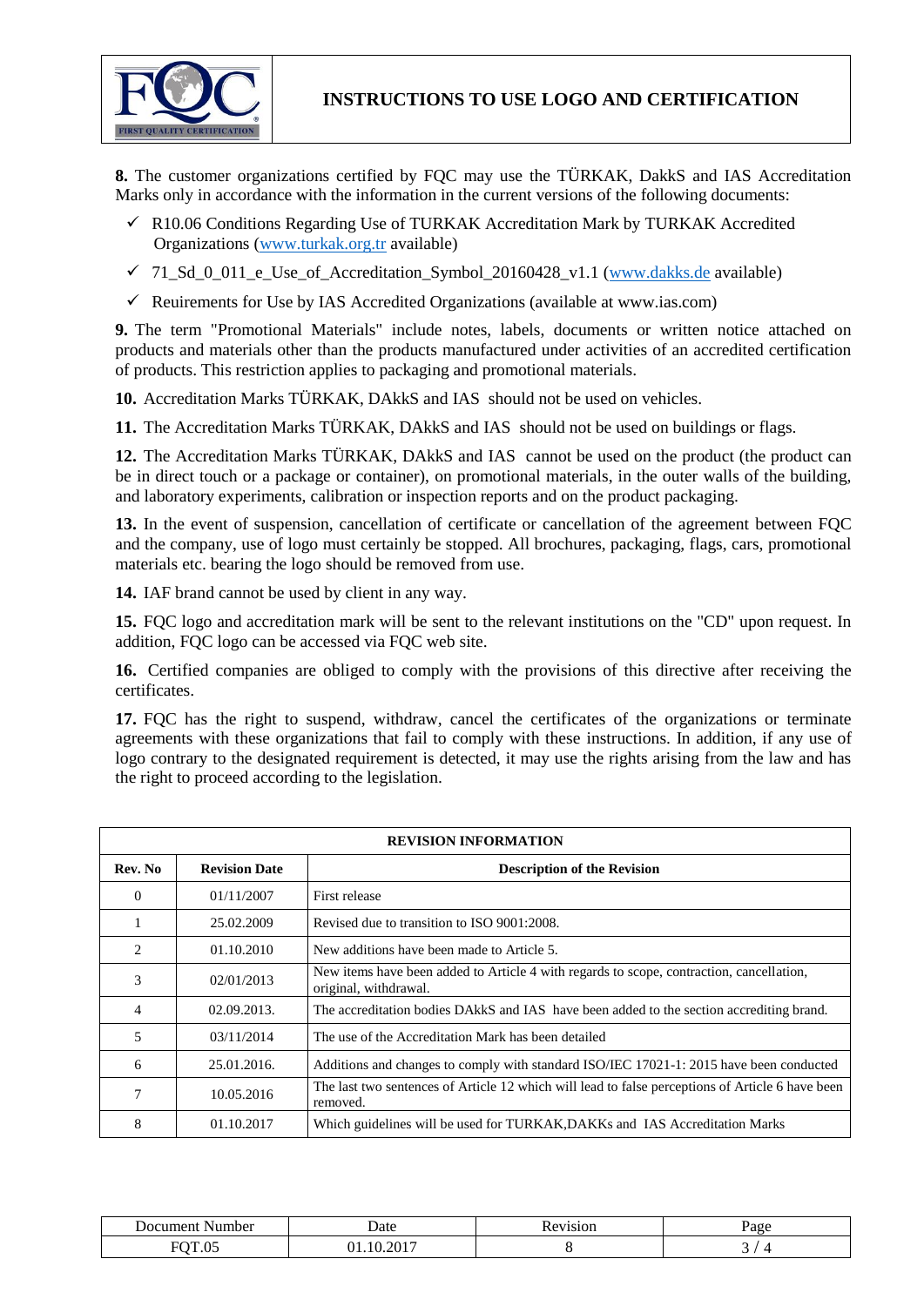**8.** The customer organizations certified by FQC may use the TÜRKAK, DakkS and IAS Accreditation Marks only in accordance with the information in the current versions of the following documents:

- ✓ R10.06 Conditions Regarding Use of TURKAK Accreditation Mark by TURKAK Accredited Organizations (www.turkak.org.tr available)
- ✓ 71_Sd_0_011_e_Use_of_Accreditation_Symbol_20160428_v1.1 (www.dakks.de available)
- ✓ Reuirements for Use by IAS Accredited Organizations (available at www.ias.com)

**9.** The term "Promotional Materials" include notes, labels, documents or written notice attached on products and materials other than the products manufactured under activities of an accredited certification of products. This restriction applies to packaging and promotional materials.

**10.** Accreditation Marks TÜRKAK, DAkkS and IAS should not be used on vehicles.

**11.** The Accreditation Marks TÜRKAK, DAkkS and IAS should not be used on buildings or flags.

**12.** The Accreditation Marks TÜRKAK, DAkkS and IAS cannot be used on the product (the product can be in direct touch or a package or container), on promotional materials, in the outer walls of the building, and laboratory experiments, calibration or inspection reports and on the product packaging.

**13.** In the event of suspension, cancellation of certificate or cancellation of the agreement between FQC and the company, use of logo must certainly be stopped. All brochures, packaging, flags, cars, promotional materials etc. bearing the logo should be removed from use.

**14.** IAF brand cannot be used by client in any way.

**15.** FQC logo and accreditation mark will be sent to the relevant institutions on the "CD" upon request. In addition, FQC logo can be accessed via FQC web site.

**16.** Certified companies are obliged to comply with the provisions of this directive after receiving the certificates.

**17.** FQC has the right to suspend, withdraw, cancel the certificates of the organizations or terminate agreements with these organizations that fail to comply with these instructions. In addition, if any use of logo contrary to the designated requirement is detected, it may use the rights arising from the law and has the right to proceed according to the legislation.

| REVISION INFORMATION | | |
|---|---|---|
| **Rev. No** | **Revision Date** | **Description of the Revision** |
| 0 | 01/11/2007 | First release |
| 1 | 25.02.2009 | Revised due to transition to ISO 9001:2008. |
| 2 | 01.10.2010 | New additions have been made to Article 5. |
| 3 | 02/01/2013 | New items have been added to Article 4 with regards to scope, contraction, cancellation, original, withdrawal. |
| 4 | 02.09.2013. | The accreditation bodies DAkkS and IAS have been added to the section accrediting brand. |
| 5 | 03/11/2014 | The use of the Accreditation Mark has been detailed |
| 6 | 25.01.2016. | Additions and changes to comply with standard ISO/IEC 17021-1: 2015 have been conducted |
| 7 | 10.05.2016 | The last two sentences of Article 12 which will lead to false perceptions of Article 6 have been removed. |
| 8 | 01.10.2017 | Which guidelines will be used for TURKAK,DAKKs and IAS Accreditation Marks |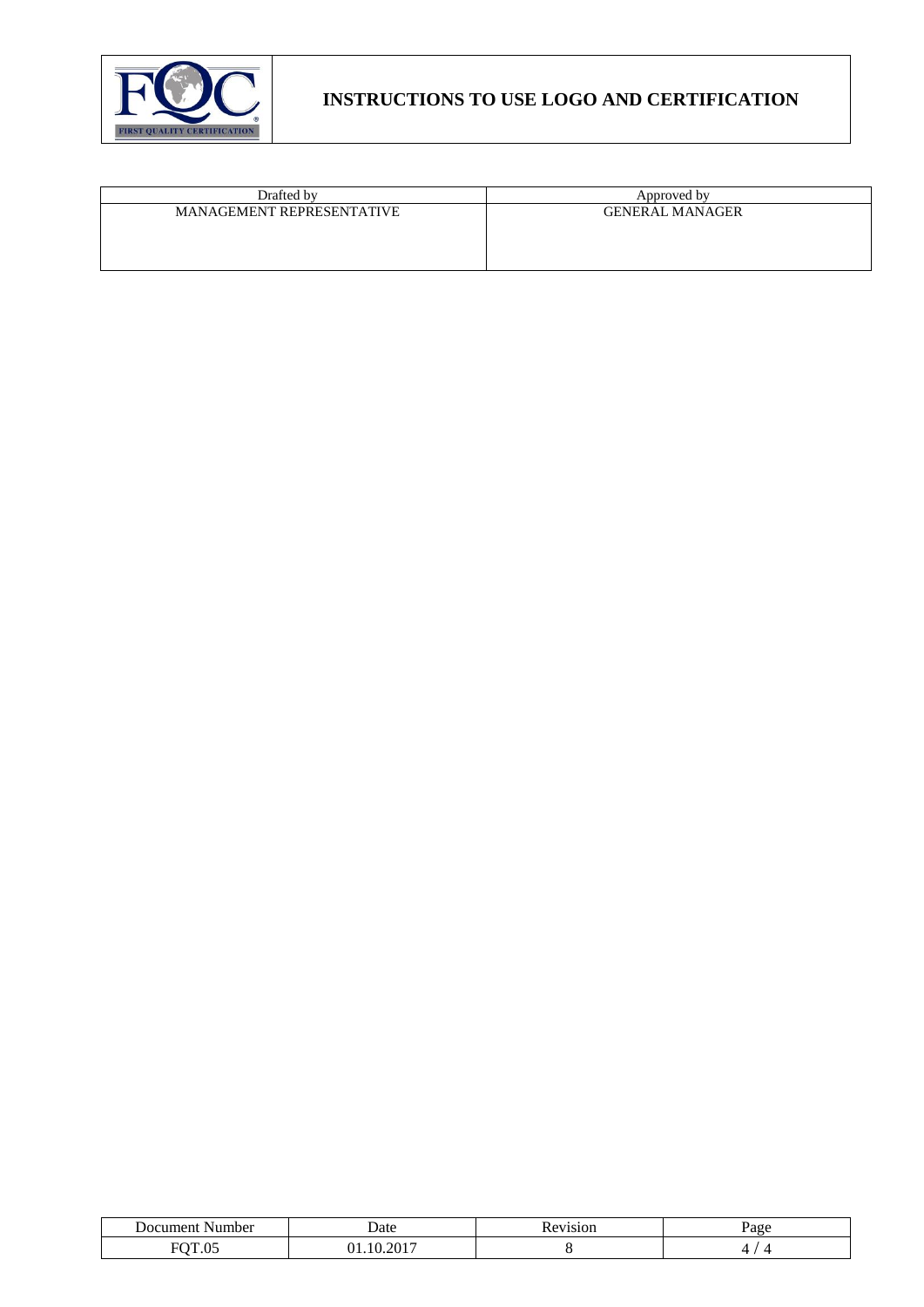| Drafted by | Approved by |
|---|---|
| MANAGEMENT REPRESENTATIVE | GENERAL MANAGER |